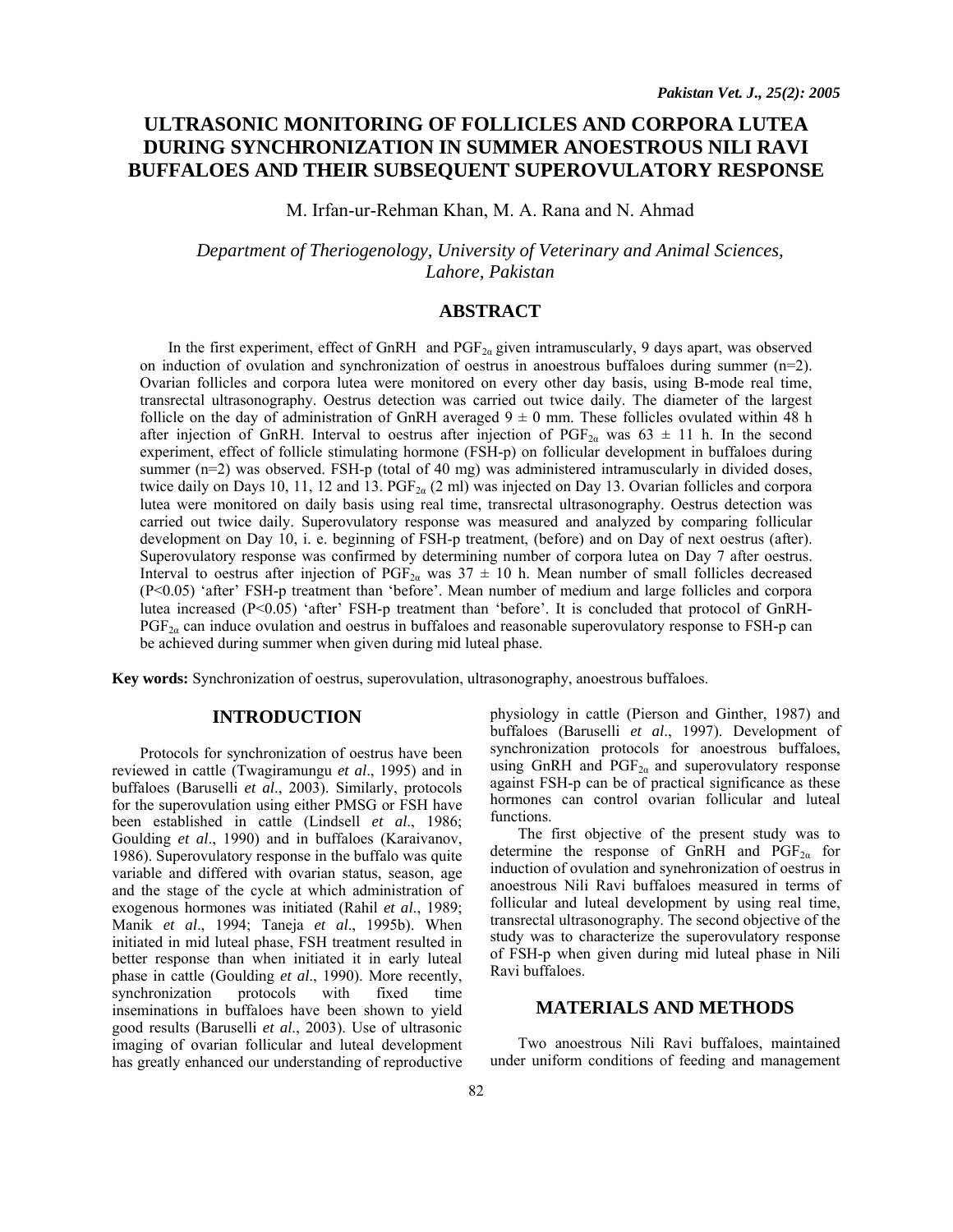# ULTRASONIC MONITORING OF FOLLICLES AND CORPORA LUTEA DURING SYNCHRONIZATION IN SUMMER ANOESTROUS NILI RAVI BUFFALOES AND THEIR SUBSEQUENT SUPEROVULATORY RESPONSE

M. Irfan-ur-Rehman Khan, M. A. Rana and N. Ahmad

*Department of Theriogenology, University of Veterinary and Animal Sciences, Lahore, Pakistan*

## ABSTRACT

In the first experiment, effect of GnRH and $PGF_{2\alpha}$ given intramuscularly, 9 days apart, was observed on induction of ovulation and synchronization of oestrus in anoestrous buffaloes during summer (n=2). Ovarian follicles and corpora lutea were monitored on every other day basis, using B-mode real time, transrectal ultrasonography. Oestrus detection was carried out twice daily. The diameter of the largest follicle on the day of administration of GnRH averaged $9 \pm 0$ mm. These follicles ovulated within 48 h after injection of GnRH. Interval to oestrus after injection of $PGF_{2\alpha}$ was $63 \pm 11$ h. In the second experiment, effect of follicle stimulating hormone (FSH-p) on follicular development in buffaloes during summer (n=2) was observed. FSH-p (total of 40 mg) was administered intramuscularly in divided doses, twice daily on Days 10, 11, 12 and 13. $PGF_{2\alpha}$ (2 ml) was injected on Day 13. Ovarian follicles and corpora lutea were monitored on daily basis using real time, transrectal ultrasonography. Oestrus detection was carried out twice daily. Superovulatory response was measured and analyzed by comparing follicular development on Day 10, i. e. beginning of FSH-p treatment, (before) and on Day of next oestrus (after). Superovulatory response was confirmed by determining number of corpora lutea on Day 7 after oestrus. Interval to oestrus after injection of $PGF_{2\alpha}$ was $37 \pm 10$ h. Mean number of small follicles decreased ($P<0.05$) 'after' FSH-p treatment than 'before'. Mean number of medium and large follicles and corpora lutea increased ($P<0.05$) 'after' FSH-p treatment than 'before'. It is concluded that protocol of GnRH-$PGF_{2\alpha}$ can induce ovulation and oestrus in buffaloes and reasonable superovulatory response to FSH-p can be achieved during summer when given during mid luteal phase.

**Key words:** Synchronization of oestrus, superovulation, ultrasonography, anoestrous buffaloes.

## INTRODUCTION

Protocols for synchronization of oestrus have been reviewed in cattle (Twagiramungu *et al*., 1995) and in buffaloes (Baruselli *et al*., 2003). Similarly, protocols for the superovulation using either PMSG or FSH have been established in cattle (Lindsell *et al*., 1986; Goulding *et al*., 1990) and in buffaloes (Karaivanov, 1986). Superovulatory response in the buffalo was quite variable and differed with ovarian status, season, age and the stage of the cycle at which administration of exogenous hormones was initiated (Rahil *et al*., 1989; Manik *et al*., 1994; Taneja *et al*., 1995b). When initiated in mid luteal phase, FSH treatment resulted in better response than when initiated it in early luteal phase in cattle (Goulding *et al*., 1990). More recently, synchronization protocols with fixed time inseminations in buffaloes have been shown to yield good results (Baruselli *et al*., 2003). Use of ultrasonic imaging of ovarian follicular and luteal development has greatly enhanced our understanding of reproductive physiology in cattle (Pierson and Ginther, 1987) and buffaloes (Baruselli *et al*., 1997). Development of synchronization protocols for anoestrous buffaloes, using GnRH and $PGF_{2\alpha}$ and superovulatory response against FSH-p can be of practical significance as these hormones can control ovarian follicular and luteal functions.

The first objective of the present study was to determine the response of GnRH and $PGF_{2\alpha}$ for induction of ovulation and synehronization of oestrus in anoestrous Nili Ravi buffaloes measured in terms of follicular and luteal development by using real time, transrectal ultrasonography. The second objective of the study was to characterize the superovulatory response of FSH-p when given during mid luteal phase in Nili Ravi buffaloes.

## MATERIALS AND METHODS

Two anoestrous Nili Ravi buffaloes, maintained under uniform conditions of feeding and management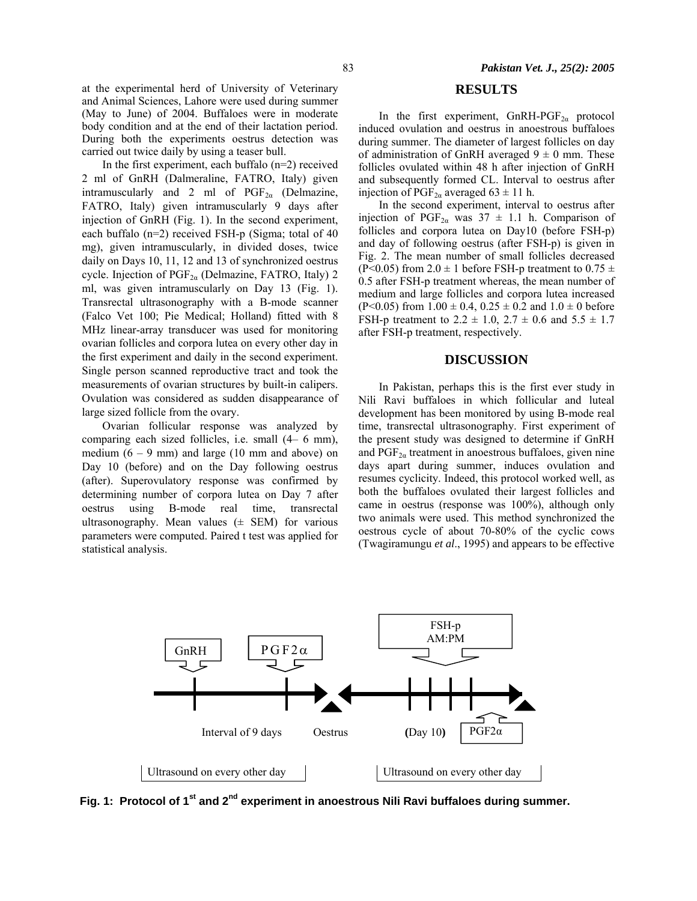at the experimental herd of University of Veterinary and Animal Sciences, Lahore were used during summer (May to June) of 2004. Buffaloes were in moderate body condition and at the end of their lactation period. During both the experiments oestrus detection was carried out twice daily by using a teaser bull.

In the first experiment, each buffalo (n=2) received 2 ml of GnRH (Dalmeraline, FATRO, Italy) given intramuscularly and 2 ml of $PGF_{2\alpha}$ (Delmazine, FATRO, Italy) given intramuscularly 9 days after injection of GnRH (Fig. 1). In the second experiment, each buffalo (n=2) received FSH-p (Sigma; total of 40 mg), given intramuscularly, in divided doses, twice daily on Days 10, 11, 12 and 13 of synchronized oestrus cycle. Injection of $PGF_{2\alpha}$ (Delmazine, FATRO, Italy) 2 ml, was given intramuscularly on Day 13 (Fig. 1). Transrectal ultrasonography with a B-mode scanner (Falco Vet 100; Pie Medical; Holland) fitted with 8 MHz linear-array transducer was used for monitoring ovarian follicles and corpora lutea on every other day in the first experiment and daily in the second experiment. Single person scanned reproductive tract and took the measurements of ovarian structures by built-in calipers. Ovulation was considered as sudden disappearance of large sized follicle from the ovary.

Ovarian follicular response was analyzed by comparing each sized follicles, i.e. small (4– 6 mm), medium (6 – 9 mm) and large (10 mm and above) on Day 10 (before) and on the Day following oestrus (after). Superovulatory response was confirmed by determining number of corpora lutea on Day 7 after oestrus using B-mode real time, transrectal ultrasonography. Mean values (± SEM) for various parameters were computed. Paired t test was applied for statistical analysis.

## RESULTS

In the first experiment, GnRH-$PGF_{2\alpha}$ protocol induced ovulation and oestrus in anoestrous buffaloes during summer. The diameter of largest follicles on day of administration of GnRH averaged 9 ± 0 mm. These follicles ovulated within 48 h after injection of GnRH and subsequently formed CL. Interval to oestrus after injection of $PGF_{2\alpha}$ averaged 63 ± 11 h.

In the second experiment, interval to oestrus after injection of $PGF_{2\alpha}$ was 37 ± 1.1 h. Comparison of follicles and corpora lutea on Day10 (before FSH-p) and day of following oestrus (after FSH-p) is given in Fig. 2. The mean number of small follicles decreased ($P<0.05$) from 2.0 ± 1 before FSH-p treatment to 0.75 ± 0.5 after FSH-p treatment whereas, the mean number of medium and large follicles and corpora lutea increased ($P<0.05$) from 1.00 ± 0.4, 0.25 ± 0.2 and 1.0 ± 0 before FSH-p treatment to 2.2 ± 1.0, 2.7 ± 0.6 and 5.5 ± 1.7 after FSH-p treatment, respectively.

## DISCUSSION

In Pakistan, perhaps this is the first ever study in Nili Ravi buffaloes in which follicular and luteal development has been monitored by using B-mode real time, transrectal ultrasonography. First experiment of the present study was designed to determine if GnRH and $PGF_{2\alpha}$ treatment in anoestrous buffaloes, given nine days apart during summer, induces ovulation and resumes cyclicity. Indeed, this protocol worked well, as both the buffaloes ovulated their largest follicles and came in oestrus (response was 100%), although only two animals were used. This method synchronized the oestrous cycle of about 70-80% of the cyclic cows (Twagiramungu *et al*., 1995) and appears to be effective

GnRH | PGF2α | FSH-p AM:PM | Interval of 9 days | Oestrus | (Day 10) | PGF2α | Ultrasound on every other day | Ultrasound on every other day

**Fig. 1: Protocol of 1st and 2nd experiment in anoestrous Nili Ravi buffaloes during summer.**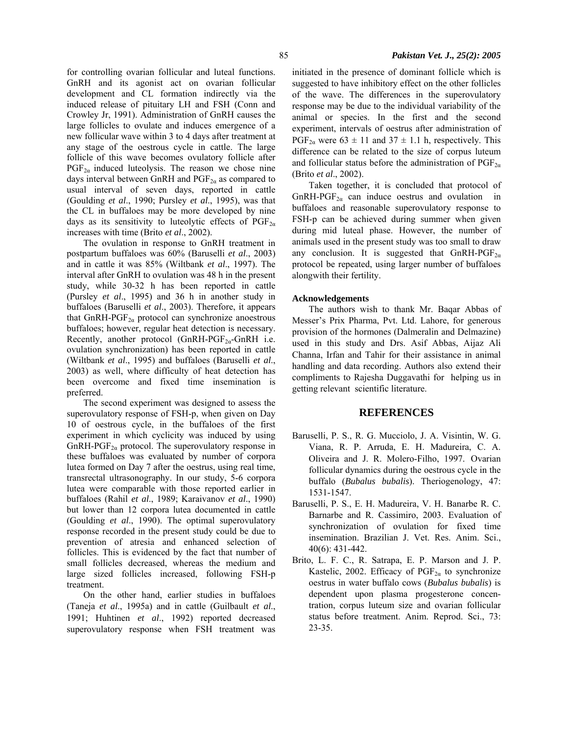for controlling ovarian follicular and luteal functions. GnRH and its agonist act on ovarian follicular development and CL formation indirectly via the induced release of pituitary LH and FSH (Conn and Crowley Jr, 1991). Administration of GnRH causes the large follicles to ovulate and induces emergence of a new follicular wave within 3 to 4 days after treatment at any stage of the oestrous cycle in cattle. The large follicle of this wave becomes ovulatory follicle after $PGF_{2\alpha}$ induced luteolysis. The reason we chose nine days interval between GnRH and $PGF_{2\alpha}$ as compared to usual interval of seven days, reported in cattle (Goulding *et al*., 1990; Pursley *et al*., 1995), was that the CL in buffaloes may be more developed by nine days as its sensitivity to luteolytic effects of $PGF_{2\alpha}$ increases with time (Brito *et al*., 2002).

The ovulation in response to GnRH treatment in postpartum buffaloes was 60% (Baruselli *et al*., 2003) and in cattle it was 85% (Wiltbank *et al*., 1997). The interval after GnRH to ovulation was 48 h in the present study, while 30-32 h has been reported in cattle (Pursley *et al*., 1995) and 36 h in another study in buffaloes (Baruselli *et al*., 2003). Therefore, it appears that GnRH-$PGF_{2\alpha}$ protocol can synchronize anoestrous buffaloes; however, regular heat detection is necessary. Recently, another protocol (GnRH-$PGF_{2\alpha}$-GnRH i.e. ovulation synchronization) has been reported in cattle (Wiltbank *et al*., 1995) and buffaloes (Baruselli *et al*., 2003) as well, where difficulty of heat detection has been overcome and fixed time insemination is preferred.

The second experiment was designed to assess the superovulatory response of FSH-p, when given on Day 10 of oestrous cycle, in the buffaloes of the first experiment in which cyclicity was induced by using GnRH-$PGF_{2\alpha}$ protocol. The superovulatory response in these buffaloes was evaluated by number of corpora lutea formed on Day 7 after the oestrus, using real time, transrectal ultrasonography. In our study, 5-6 corpora lutea were comparable with those reported earlier in buffaloes (Rahil *et al*., 1989; Karaivanov *et al*., 1990) but lower than 12 corpora lutea documented in cattle (Goulding *et al*., 1990). The optimal superovulatory response recorded in the present study could be due to prevention of atresia and enhanced selection of follicles. This is evidenced by the fact that number of small follicles decreased, whereas the medium and large sized follicles increased, following FSH-p treatment.

On the other hand, earlier studies in buffaloes (Taneja *et al*., 1995a) and in cattle (Guilbault *et al*., 1991; Huhtinen *et al*., 1992) reported decreased superovulatory response when FSH treatment was initiated in the presence of dominant follicle which is suggested to have inhibitory effect on the other follicles of the wave. The differences in the superovulatory response may be due to the individual variability of the animal or species. In the first and the second experiment, intervals of oestrus after administration of $PGF_{2\alpha}$ were $63 \pm 11$ and $37 \pm 1.1$ h, respectively. This difference can be related to the size of corpus luteum and follicular status before the administration of $PGF_{2\alpha}$ (Brito *et al*., 2002).

Taken together, it is concluded that protocol of GnRH-$PGF_{2\alpha}$ can induce oestrus and ovulation in buffaloes and reasonable superovulatory response to FSH-p can be achieved during summer when given during mid luteal phase. However, the number of animals used in the present study was too small to draw any conclusion. It is suggested that GnRH-$PGF_{2\alpha}$ protocol be repeated, using larger number of buffaloes alongwith their fertility.

**Acknowledgements**

The authors wish to thank Mr. Baqar Abbas of Messer's Prix Pharma, Pvt. Ltd. Lahore, for generous provision of the hormones (Dalmeralin and Delmazine) used in this study and Drs. Asif Abbas, Aijaz Ali Channa, Irfan and Tahir for their assistance in animal handling and data recording. Authors also extend their compliments to Rajesha Duggavathi for helping us in getting relevant scientific literature.

## REFERENCES

Baruselli, P. S., R. G. Mucciolo, J. A. Visintin, W. G. Viana, R. P. Arruda, E. H. Madureira, C. A. Oliveira and J. R. Molero-Filho, 1997. Ovarian follicular dynamics during the oestrous cycle in the buffalo (*Bubalus bubalis*). Theriogenology, 47: 1531-1547.

Baruselli, P. S., E. H. Madureira, V. H. Banarbe R. C. Barnarbe and R. Cassimiro, 2003. Evaluation of synchronization of ovulation for fixed time insemination. Brazilian J. Vet. Res. Anim. Sci., 40(6): 431-442.

Brito, L. F. C., R. Satrapa, E. P. Marson and J. P. Kastelic, 2002. Efficacy of $PGF_{2\alpha}$ to synchronize oestrus in water buffalo cows (*Bubalus bubalis*) is dependent upon plasma progesterone concentration, corpus luteum size and ovarian follicular status before treatment. Anim. Reprod. Sci., 73: 23-35.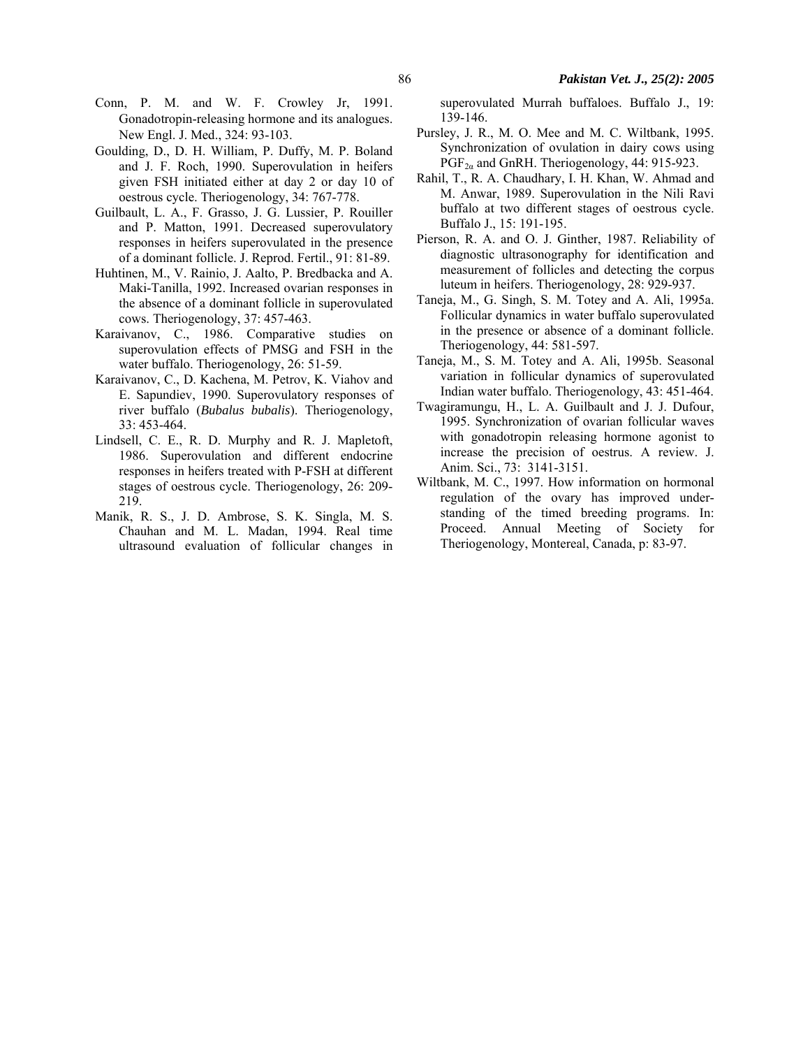Conn, P. M. and W. F. Crowley Jr, 1991. Gonadotropin-releasing hormone and its analogues. New Engl. J. Med., 324: 93-103.

Goulding, D., D. H. William, P. Duffy, M. P. Boland and J. F. Roch, 1990. Superovulation in heifers given FSH initiated either at day 2 or day 10 of oestrous cycle. Theriogenology, 34: 767-778.

Guilbault, L. A., F. Grasso, J. G. Lussier, P. Rouiller and P. Matton, 1991. Decreased superovulatory responses in heifers superovulated in the presence of a dominant follicle. J. Reprod. Fertil., 91: 81-89.

Huhtinen, M., V. Rainio, J. Aalto, P. Bredbacka and A. Maki-Tanilla, 1992. Increased ovarian responses in the absence of a dominant follicle in superovulated cows. Theriogenology, 37: 457-463.

Karaivanov, C., 1986. Comparative studies on superovulation effects of PMSG and FSH in the water buffalo. Theriogenology, 26: 51-59.

Karaivanov, C., D. Kachena, M. Petrov, K. Viahov and E. Sapundiev, 1990. Superovulatory responses of river buffalo (*Bubalus bubalis*). Theriogenology, 33: 453-464.

Lindsell, C. E., R. D. Murphy and R. J. Mapletoft, 1986. Superovulation and different endocrine responses in heifers treated with P-FSH at different stages of oestrous cycle. Theriogenology, 26: 209-219.

Manik, R. S., J. D. Ambrose, S. K. Singla, M. S. Chauhan and M. L. Madan, 1994. Real time ultrasound evaluation of follicular changes in superovulated Murrah buffaloes. Buffalo J., 19: 139-146.

Pursley, J. R., M. O. Mee and M. C. Wiltbank, 1995. Synchronization of ovulation in dairy cows using $PGF_{2\alpha}$ and GnRH. Theriogenology, 44: 915-923.

Rahil, T., R. A. Chaudhary, I. H. Khan, W. Ahmad and M. Anwar, 1989. Superovulation in the Nili Ravi buffalo at two different stages of oestrous cycle. Buffalo J., 15: 191-195.

Pierson, R. A. and O. J. Ginther, 1987. Reliability of diagnostic ultrasonography for identification and measurement of follicles and detecting the corpus luteum in heifers. Theriogenology, 28: 929-937.

Taneja, M., G. Singh, S. M. Totey and A. Ali, 1995a. Follicular dynamics in water buffalo superovulated in the presence or absence of a dominant follicle. Theriogenology, 44: 581-597.

Taneja, M., S. M. Totey and A. Ali, 1995b. Seasonal variation in follicular dynamics of superovulated Indian water buffalo. Theriogenology, 43: 451-464.

Twagiramungu, H., L. A. Guilbault and J. J. Dufour, 1995. Synchronization of ovarian follicular waves with gonadotropin releasing hormone agonist to increase the precision of oestrus. A review. J. Anim. Sci., 73: 3141-3151.

Wiltbank, M. C., 1997. How information on hormonal regulation of the ovary has improved understanding of the timed breeding programs. In: Proceed. Annual Meeting of Society for Theriogenology, Montereal, Canada, p: 83-97.